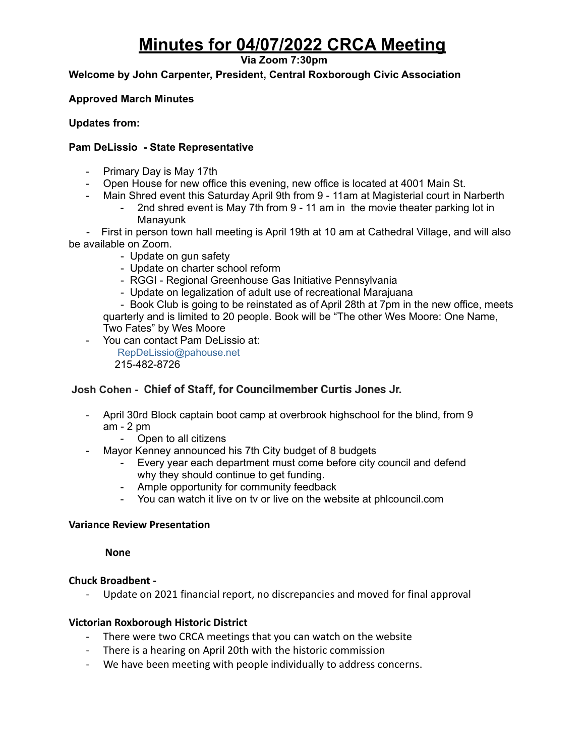# Minutes for 04/07/2022 CRCA Meeting

**Via Zoom 7:30pm**

**Welcome by John Carpenter, President, Central Roxborough Civic Association**

**Approved March Minutes**

**Updates from:**

**Pam DeLissio - State Representative**

- Primary Day is May 17th
- Open House for new office this evening, new office is located at 4001 Main St.
- Main Shred event this Saturday April 9th from 9 - 11am at Magisterial court in Narberth
  - 2nd shred event is May 7th from 9 - 11 am in the movie theater parking lot in Manayunk
- First in person town hall meeting is April 19th at 10 am at Cathedral Village, and will also be available on Zoom.
  - Update on gun safety
  - Update on charter school reform
  - RGGI - Regional Greenhouse Gas Initiative Pennsylvania
  - Update on legalization of adult use of recreational Marajuana
  - Book Club is going to be reinstated as of April 28th at 7pm in the new office, meets quarterly and is limited to 20 people. Book will be "The other Wes Moore: One Name, Two Fates" by Wes Moore
- You can contact Pam DeLissio at:
  RepDeLissio@pahouse.net
  215-482-8726

**Josh Cohen - Chief of Staff, for Councilmember Curtis Jones Jr.**

- April 30rd Block captain boot camp at overbrook highschool for the blind, from 9 am - 2 pm
  - Open to all citizens
- Mayor Kenney announced his 7th City budget of 8 budgets
  - Every year each department must come before city council and defend why they should continue to get funding.
  - Ample opportunity for community feedback
  - You can watch it live on tv or live on the website at phlcouncil.com

**Variance Review Presentation**

**None**

**Chuck Broadbent -**

- Update on 2021 financial report, no discrepancies and moved for final approval

**Victorian Roxborough Historic District**

- There were two CRCA meetings that you can watch on the website
- There is a hearing on April 20th with the historic commission
- We have been meeting with people individually to address concerns.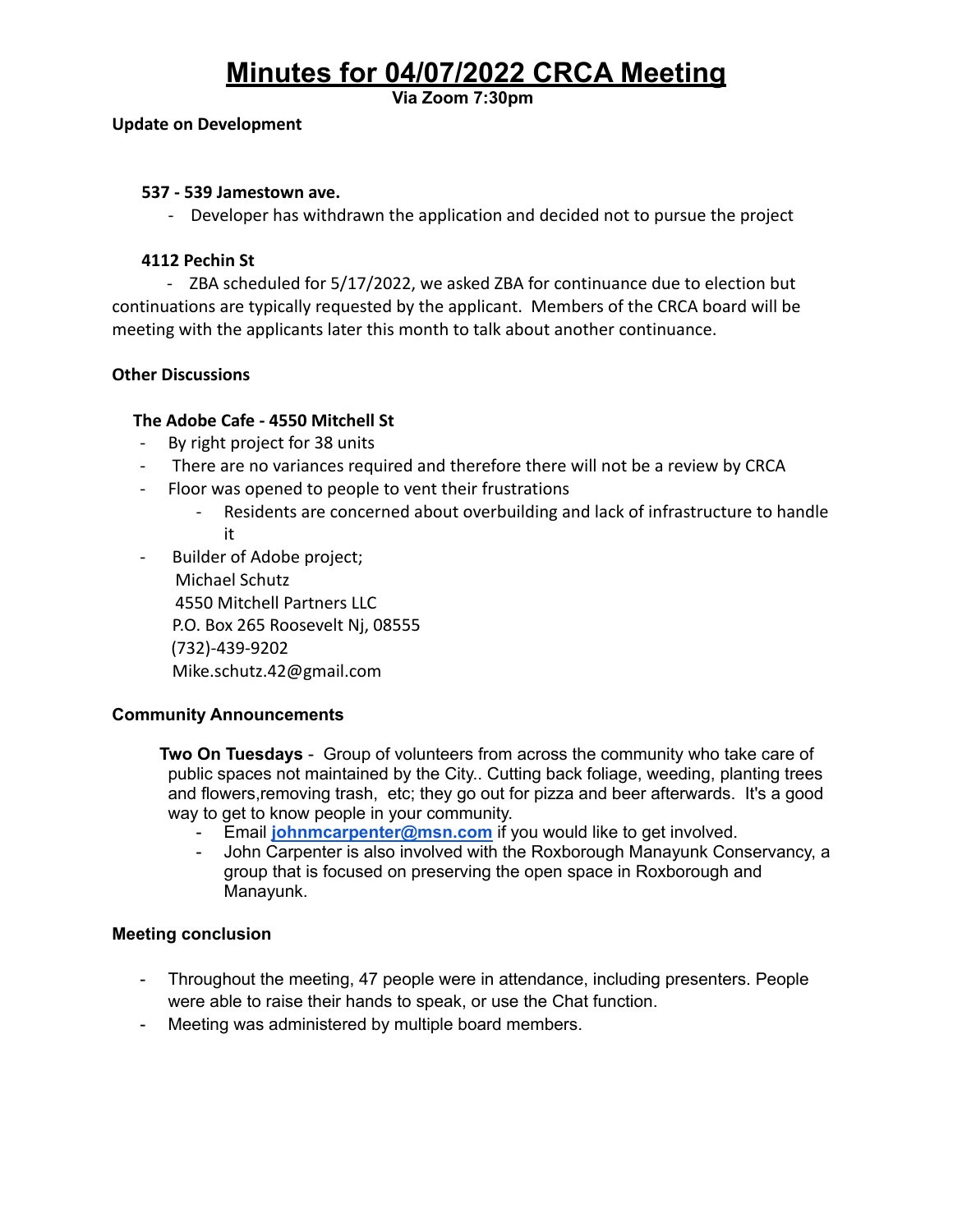# Minutes for 04/07/2022 CRCA Meeting

**Via Zoom 7:30pm**

**Update on Development**

**537 - 539 Jamestown ave.**

- Developer has withdrawn the application and decided not to pursue the project

**4112 Pechin St**

- ZBA scheduled for 5/17/2022, we asked ZBA for continuance due to election but continuations are typically requested by the applicant. Members of the CRCA board will be meeting with the applicants later this month to talk about another continuance.

**Other Discussions**

**The Adobe Cafe - 4550 Mitchell St**

- By right project for 38 units
- There are no variances required and therefore there will not be a review by CRCA
- Floor was opened to people to vent their frustrations
  - Residents are concerned about overbuilding and lack of infrastructure to handle it
- Builder of Adobe project;
  Michael Schutz
  4550 Mitchell Partners LLC
  P.O. Box 265 Roosevelt Nj, 08555
  (732)-439-9202
  Mike.schutz.42@gmail.com

**Community Announcements**

**Two On Tuesdays** - Group of volunteers from across the community who take care of public spaces not maintained by the City.. Cutting back foliage, weeding, planting trees and flowers,removing trash, etc; they go out for pizza and beer afterwards. It's a good way to get to know people in your community.

- Email **johnmcarpenter@msn.com** if you would like to get involved.
- John Carpenter is also involved with the Roxborough Manayunk Conservancy, a group that is focused on preserving the open space in Roxborough and Manayunk.

**Meeting conclusion**

- Throughout the meeting, 47 people were in attendance, including presenters. People were able to raise their hands to speak, or use the Chat function.
- Meeting was administered by multiple board members.